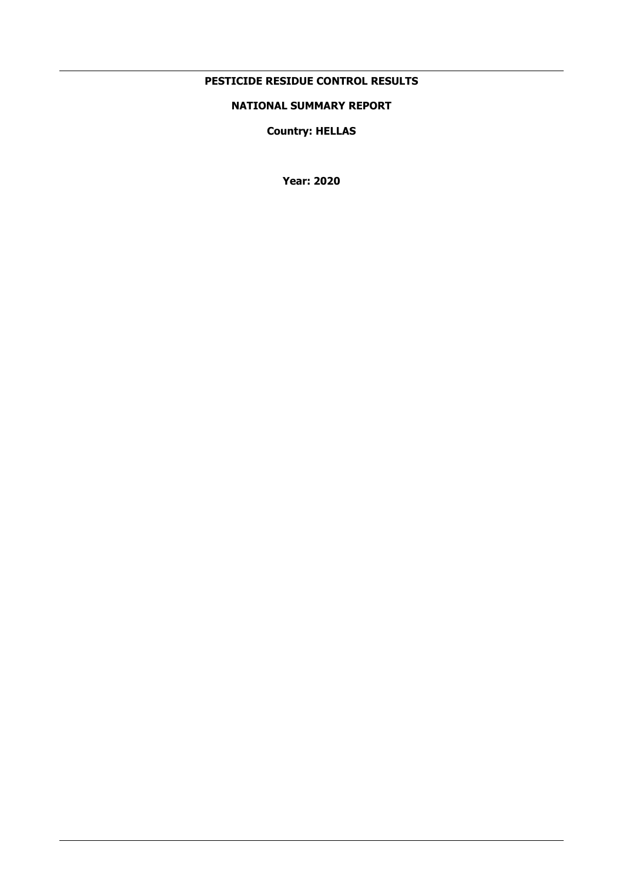# PESTICIDE RESIDUE CONTROL RESULTS

## NATIONAL SUMMARY REPORT

**Country: HELLAS**

**Year: 2020**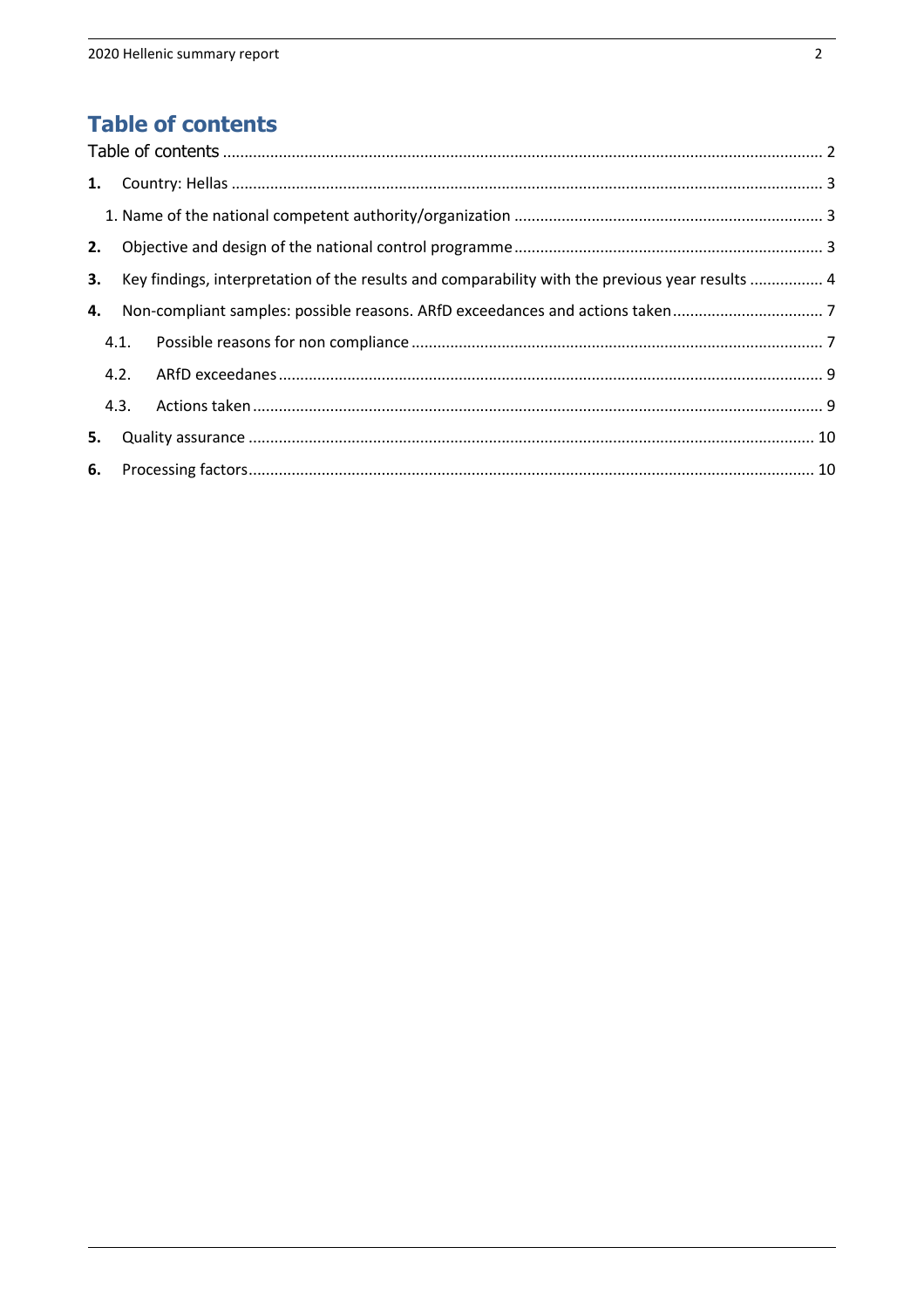# Table of contents

Table of contents ........................................................................................................................................ 2

**1.** Country: Hellas ........................................................................................................................................ 3

1. Name of the national competent authority/organization ........................................................................ 3

**2.** Objective and design of the national control programme ........................................................................ 3

**3.** Key findings, interpretation of the results and comparability with the previous year results ................. 4

**4.** Non-compliant samples: possible reasons. ARfD exceedances and actions taken .................................. 7

4.1. Possible reasons for non compliance ............................................................................................... 7

4.2. ARfD exceedanes ............................................................................................................................. 9

4.3. Actions taken ................................................................................................................................... 9

**5.** Quality assurance .................................................................................................................................. 10

**6.** Processing factors .................................................................................................................................. 10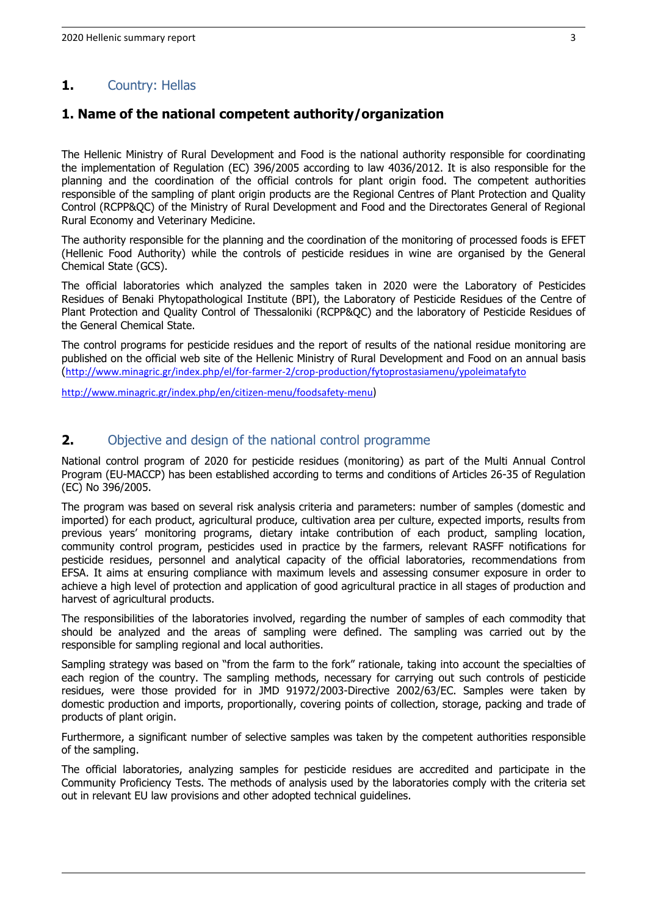## 1. Country: Hellas

## 1. Name of the national competent authority/organization

The Hellenic Ministry of Rural Development and Food is the national authority responsible for coordinating the implementation of Regulation (EC) 396/2005 according to law 4036/2012. It is also responsible for the planning and the coordination of the official controls for plant origin food. The competent authorities responsible of the sampling of plant origin products are the Regional Centres of Plant Protection and Quality Control (RCPP&QC) of the Ministry of Rural Development and Food and the Directorates General of Regional Rural Economy and Veterinary Medicine.

The authority responsible for the planning and the coordination of the monitoring of processed foods is EFET (Hellenic Food Authority) while the controls of pesticide residues in wine are organised by the General Chemical State (GCS).

The official laboratories which analyzed the samples taken in 2020 were the Laboratory of Pesticides Residues of Benaki Phytopathological Institute (BPI), the Laboratory of Pesticide Residues of the Centre of Plant Protection and Quality Control of Thessaloniki (RCPP&QC) and the laboratory of Pesticide Residues of the General Chemical State.

The control programs for pesticide residues and the report of results of the national residue monitoring are published on the official web site of the Hellenic Ministry of Rural Development and Food on an annual basis (http://www.minagric.gr/index.php/el/for-farmer-2/crop-production/fytoprostasiamenu/ypoleimatafyto

http://www.minagric.gr/index.php/en/citizen-menu/foodsafety-menu)

## 2. Objective and design of the national control programme

National control program of 2020 for pesticide residues (monitoring) as part of the Multi Annual Control Program (EU-MACCP) has been established according to terms and conditions of Articles 26-35 of Regulation (EC) No 396/2005.

The program was based on several risk analysis criteria and parameters: number of samples (domestic and imported) for each product, agricultural produce, cultivation area per culture, expected imports, results from previous years' monitoring programs, dietary intake contribution of each product, sampling location, community control program, pesticides used in practice by the farmers, relevant RASFF notifications for pesticide residues, personnel and analytical capacity of the official laboratories, recommendations from EFSA. It aims at ensuring compliance with maximum levels and assessing consumer exposure in order to achieve a high level of protection and application of good agricultural practice in all stages of production and harvest of agricultural products.

The responsibilities of the laboratories involved, regarding the number of samples of each commodity that should be analyzed and the areas of sampling were defined. The sampling was carried out by the responsible for sampling regional and local authorities.

Sampling strategy was based on "from the farm to the fork" rationale, taking into account the specialties of each region of the country. The sampling methods, necessary for carrying out such controls of pesticide residues, were those provided for in JMD 91972/2003-Directive 2002/63/EC. Samples were taken by domestic production and imports, proportionally, covering points of collection, storage, packing and trade of products of plant origin.

Furthermore, a significant number of selective samples was taken by the competent authorities responsible of the sampling.

The official laboratories, analyzing samples for pesticide residues are accredited and participate in the Community Proficiency Tests. The methods of analysis used by the laboratories comply with the criteria set out in relevant EU law provisions and other adopted technical guidelines.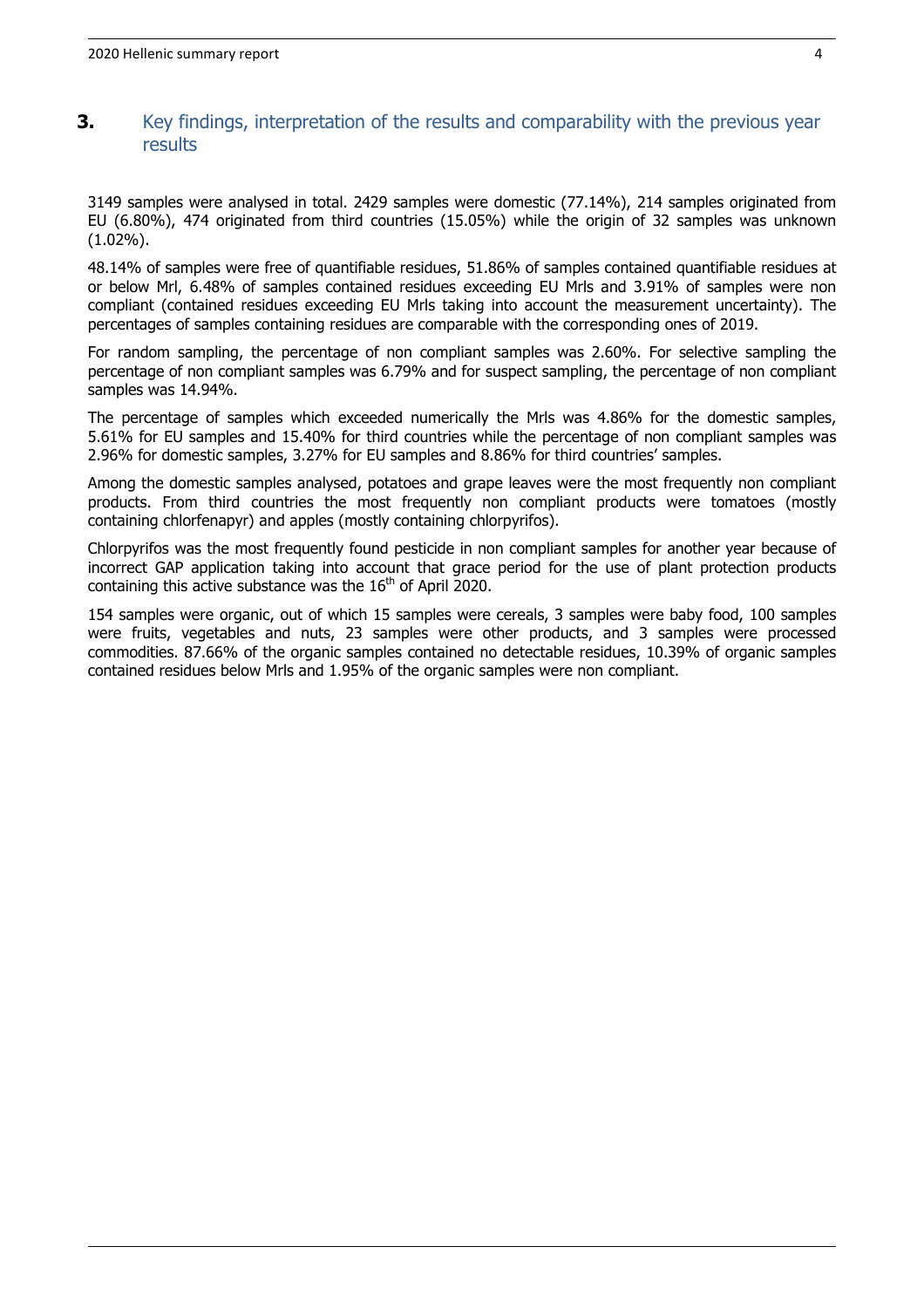## 3. Key findings, interpretation of the results and comparability with the previous year results

3149 samples were analysed in total. 2429 samples were domestic (77.14%), 214 samples originated from EU (6.80%), 474 originated from third countries (15.05%) while the origin of 32 samples was unknown (1.02%).

48.14% of samples were free of quantifiable residues, 51.86% of samples contained quantifiable residues at or below Mrl, 6.48% of samples contained residues exceeding EU Mrls and 3.91% of samples were non compliant (contained residues exceeding EU Mrls taking into account the measurement uncertainty). The percentages of samples containing residues are comparable with the corresponding ones of 2019.

For random sampling, the percentage of non compliant samples was 2.60%. For selective sampling the percentage of non compliant samples was 6.79% and for suspect sampling, the percentage of non compliant samples was 14.94%.

The percentage of samples which exceeded numerically the Mrls was 4.86% for the domestic samples, 5.61% for EU samples and 15.40% for third countries while the percentage of non compliant samples was 2.96% for domestic samples, 3.27% for EU samples and 8.86% for third countries' samples.

Among the domestic samples analysed, potatoes and grape leaves were the most frequently non compliant products. From third countries the most frequently non compliant products were tomatoes (mostly containing chlorfenapyr) and apples (mostly containing chlorpyrifos).

Chlorpyrifos was the most frequently found pesticide in non compliant samples for another year because of incorrect GAP application taking into account that grace period for the use of plant protection products containing this active substance was the 16th of April 2020.

154 samples were organic, out of which 15 samples were cereals, 3 samples were baby food, 100 samples were fruits, vegetables and nuts, 23 samples were other products, and 3 samples were processed commodities. 87.66% of the organic samples contained no detectable residues, 10.39% of organic samples contained residues below Mrls and 1.95% of the organic samples were non compliant.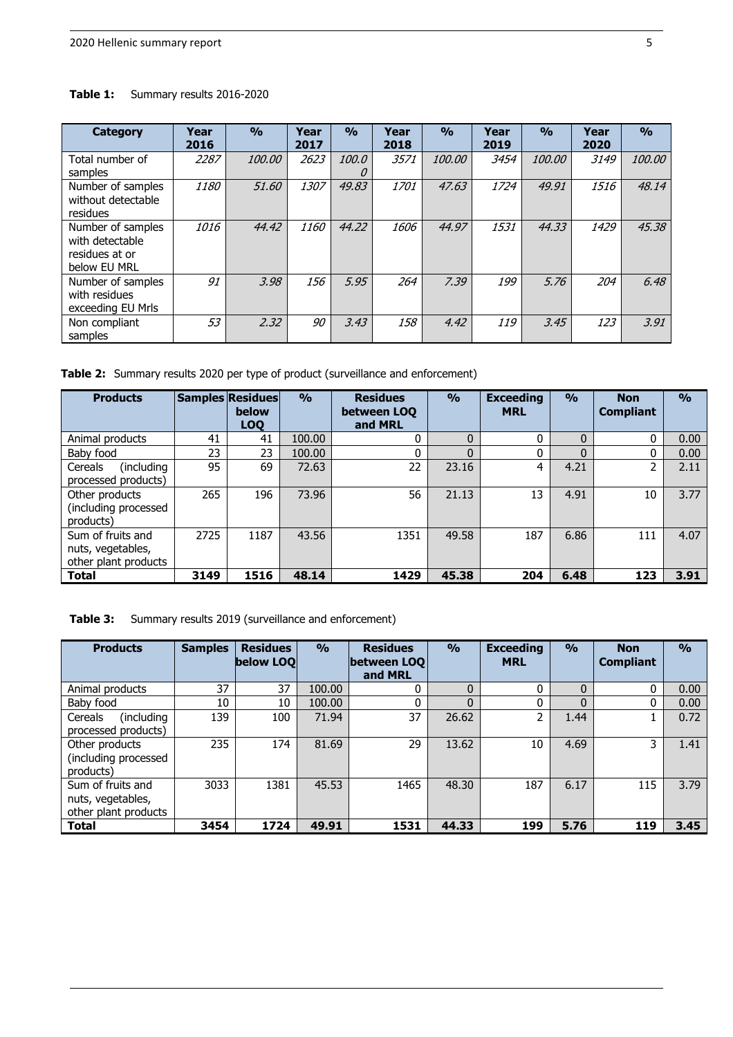**Table 1:** Summary results 2016-2020

| Category | Year 2016 | % | Year 2017 | % | Year 2018 | % | Year 2019 | % | Year 2020 | % |
|---|---|---|---|---|---|---|---|---|---|---|
| Total number of samples | *2287* | *100.00* | *2623* | *100.0 0* | *3571* | *100.00* | *3454* | *100.00* | *3149* | *100.00* |
| Number of samples without detectable residues | *1180* | *51.60* | *1307* | *49.83* | *1701* | *47.63* | *1724* | *49.91* | *1516* | *48.14* |
| Number of samples with detectable residues at or below EU MRL | *1016* | *44.42* | *1160* | *44.22* | *1606* | *44.97* | *1531* | *44.33* | *1429* | *45.38* |
| Number of samples with residues exceeding EU Mrls | *91* | *3.98* | *156* | *5.95* | *264* | *7.39* | *199* | *5.76* | *204* | *6.48* |
| Non compliant samples | *53* | *2.32* | *90* | *3.43* | *158* | *4.42* | *119* | *3.45* | *123* | *3.91* |

**Table 2:** Summary results 2020 per type of product (surveillance and enforcement)

| Products | Samples | Residues below LOQ | % | Residues between LOQ and MRL | % | Exceeding MRL | % | Non Compliant | % |
|---|---|---|---|---|---|---|---|---|---|
| Animal products | 41 | 41 | 100.00 | 0 | 0 | 0 | 0 | 0 | 0.00 |
| Baby food | 23 | 23 | 100.00 | 0 | 0 | 0 | 0 | 0 | 0.00 |
| Cereals (including processed products) | 95 | 69 | 72.63 | 22 | 23.16 | 4 | 4.21 | 2 | 2.11 |
| Other products (including processed products) | 265 | 196 | 73.96 | 56 | 21.13 | 13 | 4.91 | 10 | 3.77 |
| Sum of fruits and nuts, vegetables, other plant products | 2725 | 1187 | 43.56 | 1351 | 49.58 | 187 | 6.86 | 111 | 4.07 |
| **Total** | **3149** | **1516** | **48.14** | **1429** | **45.38** | **204** | **6.48** | **123** | **3.91** |

**Table 3:** Summary results 2019 (surveillance and enforcement)

| Products | Samples | Residues below LOQ | % | Residues between LOQ and MRL | % | Exceeding MRL | % | Non Compliant | % |
|---|---|---|---|---|---|---|---|---|---|
| Animal products | 37 | 37 | 100.00 | 0 | 0 | 0 | 0 | 0 | 0.00 |
| Baby food | 10 | 10 | 100.00 | 0 | 0 | 0 | 0 | 0 | 0.00 |
| Cereals (including processed products) | 139 | 100 | 71.94 | 37 | 26.62 | 2 | 1.44 | 1 | 0.72 |
| Other products (including processed products) | 235 | 174 | 81.69 | 29 | 13.62 | 10 | 4.69 | 3 | 1.41 |
| Sum of fruits and nuts, vegetables, other plant products | 3033 | 1381 | 45.53 | 1465 | 48.30 | 187 | 6.17 | 115 | 3.79 |
| **Total** | **3454** | **1724** | **49.91** | **1531** | **44.33** | **199** | **5.76** | **119** | **3.45** |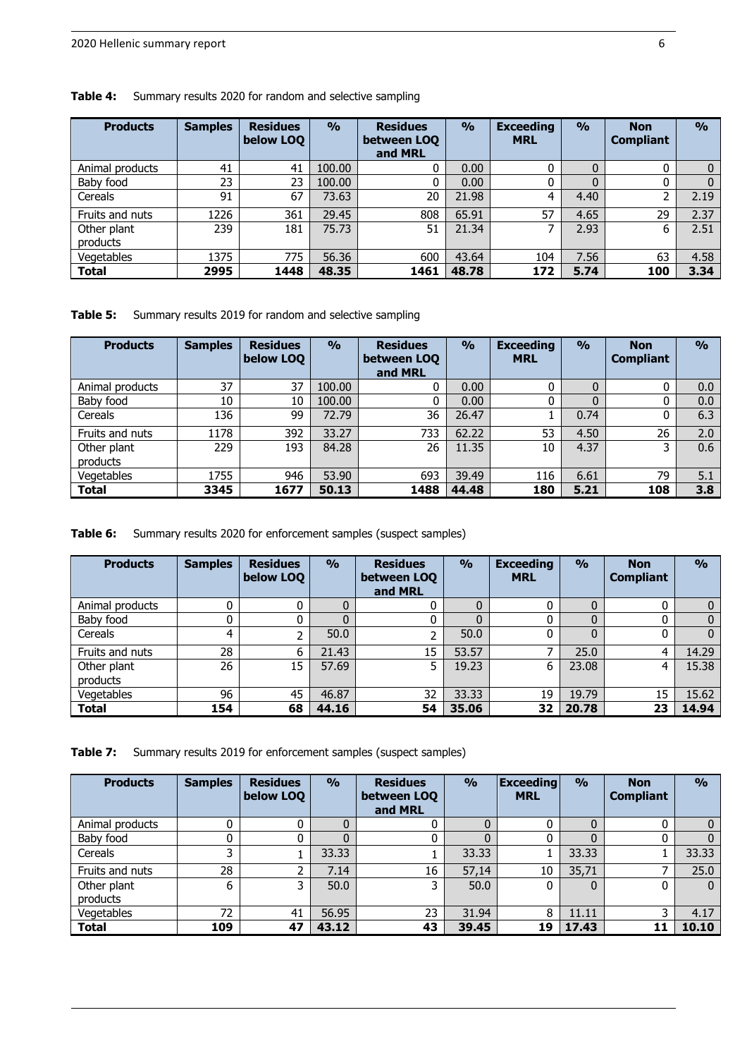**Table 4:** Summary results 2020 for random and selective sampling

| Products | Samples | Residues below LOQ | % | Residues between LOQ and MRL | % | Exceeding MRL | % | Non Compliant | % |
|---|---|---|---|---|---|---|---|---|---|
| Animal products | 41 | 41 | 100.00 | 0 | 0.00 | 0 | 0 | 0 | 0 |
| Baby food | 23 | 23 | 100.00 | 0 | 0.00 | 0 | 0 | 0 | 0 |
| Cereals | 91 | 67 | 73.63 | 20 | 21.98 | 4 | 4.40 | 2 | 2.19 |
| Fruits and nuts | 1226 | 361 | 29.45 | 808 | 65.91 | 57 | 4.65 | 29 | 2.37 |
| Other plant products | 239 | 181 | 75.73 | 51 | 21.34 | 7 | 2.93 | 6 | 2.51 |
| Vegetables | 1375 | 775 | 56.36 | 600 | 43.64 | 104 | 7.56 | 63 | 4.58 |
| **Total** | **2995** | **1448** | **48.35** | **1461** | **48.78** | **172** | **5.74** | **100** | **3.34** |

**Table 5:** Summary results 2019 for random and selective sampling

| Products | Samples | Residues below LOQ | % | Residues between LOQ and MRL | % | Exceeding MRL | % | Non Compliant | % |
|---|---|---|---|---|---|---|---|---|---|
| Animal products | 37 | 37 | 100.00 | 0 | 0.00 | 0 | 0 | 0 | 0.0 |
| Baby food | 10 | 10 | 100.00 | 0 | 0.00 | 0 | 0 | 0 | 0.0 |
| Cereals | 136 | 99 | 72.79 | 36 | 26.47 | 1 | 0.74 | 0 | 6.3 |
| Fruits and nuts | 1178 | 392 | 33.27 | 733 | 62.22 | 53 | 4.50 | 26 | 2.0 |
| Other plant products | 229 | 193 | 84.28 | 26 | 11.35 | 10 | 4.37 | 3 | 0.6 |
| Vegetables | 1755 | 946 | 53.90 | 693 | 39.49 | 116 | 6.61 | 79 | 5.1 |
| **Total** | **3345** | **1677** | **50.13** | **1488** | **44.48** | **180** | **5.21** | **108** | **3.8** |

**Table 6:** Summary results 2020 for enforcement samples (suspect samples)

| Products | Samples | Residues below LOQ | % | Residues between LOQ and MRL | % | Exceeding MRL | % | Non Compliant | % |
|---|---|---|---|---|---|---|---|---|---|
| Animal products | 0 | 0 | 0 | 0 | 0 | 0 | 0 | 0 | 0 |
| Baby food | 0 | 0 | 0 | 0 | 0 | 0 | 0 | 0 | 0 |
| Cereals | 4 | 2 | 50.0 | 2 | 50.0 | 0 | 0 | 0 | 0 |
| Fruits and nuts | 28 | 6 | 21.43 | 15 | 53.57 | 7 | 25.0 | 4 | 14.29 |
| Other plant products | 26 | 15 | 57.69 | 5 | 19.23 | 6 | 23.08 | 4 | 15.38 |
| Vegetables | 96 | 45 | 46.87 | 32 | 33.33 | 19 | 19.79 | 15 | 15.62 |
| **Total** | **154** | **68** | **44.16** | **54** | **35.06** | **32** | **20.78** | **23** | **14.94** |

**Table 7:** Summary results 2019 for enforcement samples (suspect samples)

| Products | Samples | Residues below LOQ | % | Residues between LOQ and MRL | % | Exceeding MRL | % | Non Compliant | % |
|---|---|---|---|---|---|---|---|---|---|
| Animal products | 0 | 0 | 0 | 0 | 0 | 0 | 0 | 0 | 0 |
| Baby food | 0 | 0 | 0 | 0 | 0 | 0 | 0 | 0 | 0 |
| Cereals | 3 | 1 | 33.33 | 1 | 33.33 | 1 | 33.33 | 1 | 33.33 |
| Fruits and nuts | 28 | 2 | 7.14 | 16 | 57,14 | 10 | 35,71 | 7 | 25.0 |
| Other plant products | 6 | 3 | 50.0 | 3 | 50.0 | 0 | 0 | 0 | 0 |
| Vegetables | 72 | 41 | 56.95 | 23 | 31.94 | 8 | 11.11 | 3 | 4.17 |
| **Total** | **109** | **47** | **43.12** | **43** | **39.45** | **19** | **17.43** | **11** | **10.10** |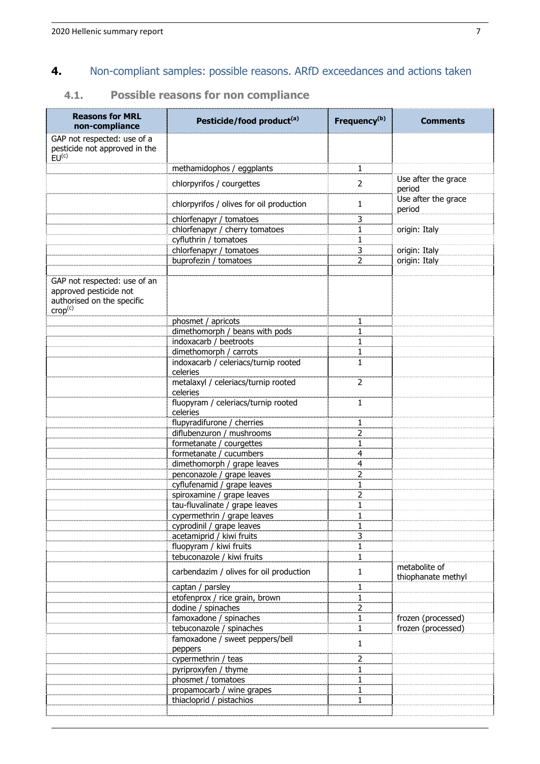## 4. Non-compliant samples: possible reasons. ARfD exceedances and actions taken

### 4.1. Possible reasons for non compliance

| Reasons for MRL non-compliance | Pesticide/food product[a] | Frequency[b] | Comments |
|---|---|---|---|
| GAP not respected: use of a pesticide not approved in the EU[c] | | | |
| | methamidophos / eggplants | 1 | |
| | chlorpyrifos / courgettes | 2 | Use after the grace period |
| | chlorpyrifos / olives for oil production | 1 | Use after the grace period |
| | chlorfenapyr / tomatoes | 3 | |
| | chlorfenapyr / cherry tomatoes | 1 | origin: Italy |
| | cyfluthrin / tomatoes | 1 | |
| | chlorfenapyr / tomatoes | 3 | origin: Italy |
| | buprofezin / tomatoes | 2 | origin: Italy |
| | | | |
| GAP not respected: use of an approved pesticide not authorised on the specific crop[c] | | | |
| | phosmet / apricots | 1 | |
| | dimethomorph / beans with pods | 1 | |
| | indoxacarb / beetroots | 1 | |
| | dimethomorph / carrots | 1 | |
| | indoxacarb / celeriacs/turnip rooted celeries | 1 | |
| | metalaxyl / celeriacs/turnip rooted celeries | 2 | |
| | fluopyram / celeriacs/turnip rooted celeries | 1 | |
| | flupyradifurone / cherries | 1 | |
| | diflubenzuron / mushrooms | 2 | |
| | formetanate / courgettes | 1 | |
| | formetanate / cucumbers | 4 | |
| | dimethomorph / grape leaves | 4 | |
| | penconazole / grape leaves | 2 | |
| | cyflufenamid / grape leaves | 1 | |
| | spiroxamine / grape leaves | 2 | |
| | tau-fluvalinate / grape leaves | 1 | |
| | cypermethrin / grape leaves | 1 | |
| | cyprodinil / grape leaves | 1 | |
| | acetamiprid / kiwi fruits | 3 | |
| | fluopyram / kiwi fruits | 1 | |
| | tebuconazole / kiwi fruits | 1 | |
| | carbendazim / olives for oil production | 1 | metabolite of thiophanate methyl |
| | captan / parsley | 1 | |
| | etofenprox / rice grain, brown | 1 | |
| | dodine / spinaches | 2 | |
| | famoxadone / spinaches | 1 | frozen (processed) |
| | tebuconazole / spinaches | 1 | frozen (processed) |
| | famoxadone / sweet peppers/bell peppers | 1 | |
| | cypermethrin / teas | 2 | |
| | pyriproxyfen / thyme | 1 | |
| | phosmet / tomatoes | 1 | |
| | propamocarb / wine grapes | 1 | |
| | thiacloprid / pistachios | 1 | |
| | | | |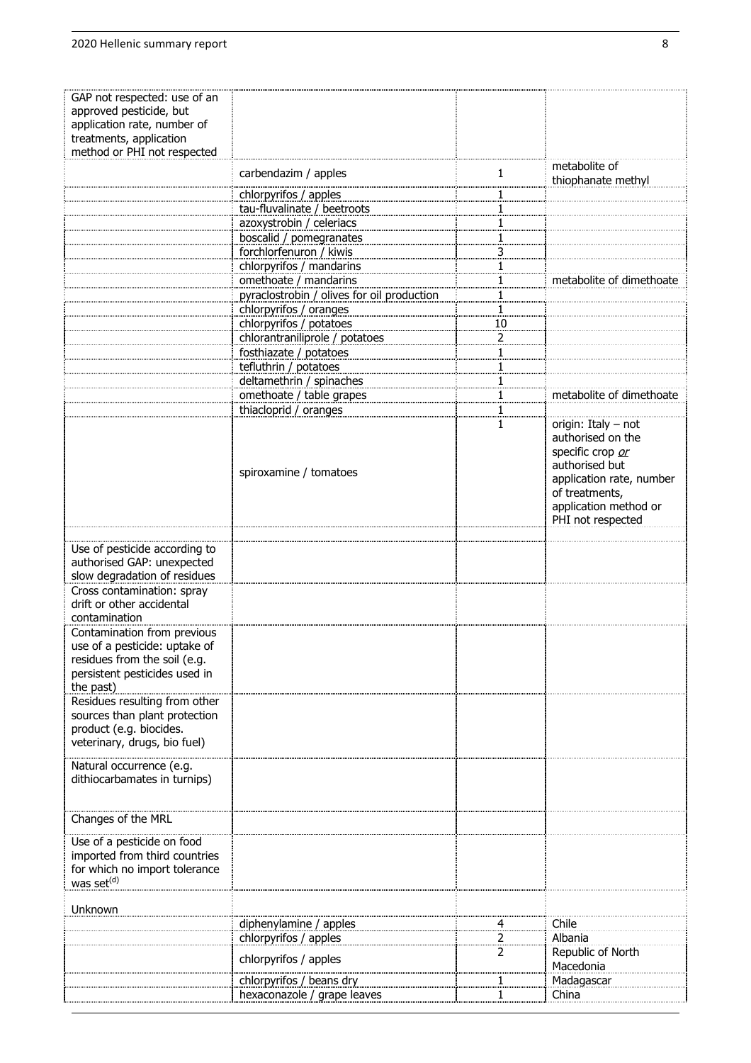| | | | |
|---|---|---|---|
| GAP not respected: use of an approved pesticide, but application rate, number of treatments, application method or PHI not respected | | | |
| | carbendazim / apples | 1 | metabolite of thiophanate methyl |
| | chlorpyrifos / apples | 1 | |
| | tau-fluvalinate / beetroots | 1 | |
| | azoxystrobin / celeriacs | 1 | |
| | boscalid / pomegranates | 1 | |
| | forchlorfenuron / kiwis | 3 | |
| | chlorpyrifos / mandarins | 1 | |
| | omethoate / mandarins | 1 | metabolite of dimethoate |
| | pyraclostrobin / olives for oil production | 1 | |
| | chlorpyrifos / oranges | 1 | |
| | chlorpyrifos / potatoes | 10 | |
| | chlorantraniliprole / potatoes | 2 | |
| | fosthiazate / potatoes | 1 | |
| | tefluthrin / potatoes | 1 | |
| | deltamethrin / spinaches | 1 | |
| | omethoate / table grapes | 1 | metabolite of dimethoate |
| | thiacloprid / oranges | 1 | |
| | spiroxamine / tomatoes | 1 | origin: Italy – not authorised on the specific crop *or* authorised but application rate, number of treatments, application method or PHI not respected |
| | | | |
| Use of pesticide according to authorised GAP: unexpected slow degradation of residues | | | |
| Cross contamination: spray drift or other accidental contamination | | | |
| Contamination from previous use of a pesticide: uptake of residues from the soil (e.g. persistent pesticides used in the past) | | | |
| Residues resulting from other sources than plant protection product (e.g. biocides. veterinary, drugs, bio fuel) | | | |
| Natural occurrence (e.g. dithiocarbamates in turnips) | | | |
| Changes of the MRL | | | |
| Use of a pesticide on food imported from third countries for which no import tolerance was set[(d)] | | | |
| Unknown | | | |
| | diphenylamine / apples | 4 | Chile |
| | chlorpyrifos / apples | 2 | Albania |
| | chlorpyrifos / apples | 2 | Republic of North Macedonia |
| | chlorpyrifos / beans dry | 1 | Madagascar |
| | hexaconazole / grape leaves | 1 | China |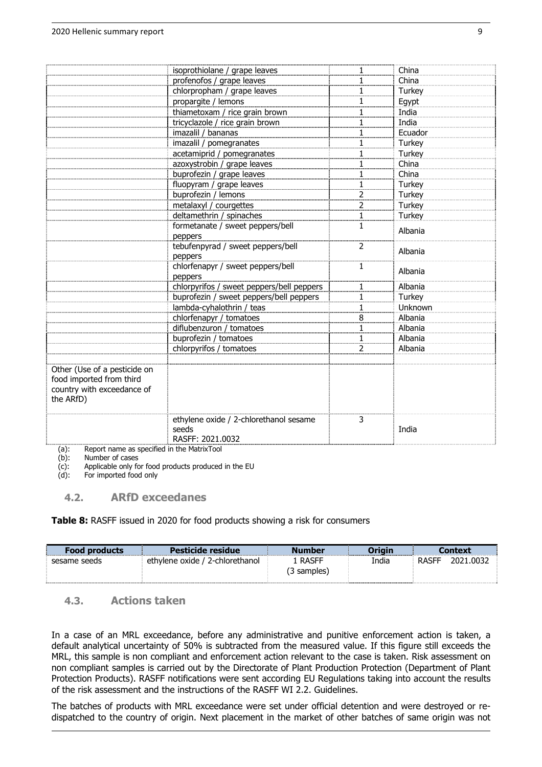| | isoprothiolane / grape leaves | 1 | China |
|---|---|---|---|
| | profenofos / grape leaves | 1 | China |
| | chlorpropham / grape leaves | 1 | Turkey |
| | propargite / lemons | 1 | Egypt |
| | thiametoxam / rice grain brown | 1 | India |
| | tricyclazole / rice grain brown | 1 | India |
| | imazalil / bananas | 1 | Ecuador |
| | imazalil / pomegranates | 1 | Turkey |
| | acetamiprid / pomegranates | 1 | Turkey |
| | azoxystrobin / grape leaves | 1 | China |
| | buprofezin / grape leaves | 1 | China |
| | fluopyram / grape leaves | 1 | Turkey |
| | buprofezin / lemons | 2 | Turkey |
| | metalaxyl / courgettes | 2 | Turkey |
| | deltamethrin / spinaches | 1 | Turkey |
| | formetanate / sweet peppers/bell peppers | 1 | Albania |
| | tebufenpyrad / sweet peppers/bell peppers | 2 | Albania |
| | chlorfenapyr / sweet peppers/bell peppers | 1 | Albania |
| | chlorpyrifos / sweet peppers/bell peppers | 1 | Albania |
| | buprofezin / sweet peppers/bell peppers | 1 | Turkey |
| | lambda-cyhalothrin / teas | 1 | Unknown |
| | chlorfenapyr / tomatoes | 8 | Albania |
| | diflubenzuron / tomatoes | 1 | Albania |
| | buprofezin / tomatoes | 1 | Albania |
| | chlorpyrifos / tomatoes | 2 | Albania |
| | | | |
| Other (Use of a pesticide on food imported from third country with exceedance of the ARfD) | | | |
| | ethylene oxide / 2-chlorethanol sesame seeds RASFF: 2021.0032 | 3 | India |

(a): Report name as specified in the MatrixTool

(b): Number of cases

(c): Applicable only for food products produced in the EU

(d): For imported food only

### 4.2. ARfD exceedanes

**Table 8:** RASFF issued in 2020 for food products showing a risk for consumers

| Food products | Pesticide residue | Number | Origin | Context |
|---|---|---|---|---|
| sesame seeds | ethylene oxide / 2-chlorethanol | 1 RASFF (3 samples) | India | RASFF 2021.0032 |

### 4.3. Actions taken

In a case of an MRL exceedance, before any administrative and punitive enforcement action is taken, a default analytical uncertainty of 50% is subtracted from the measured value. If this figure still exceeds the MRL, this sample is non compliant and enforcement action relevant to the case is taken. Risk assessment on non compliant samples is carried out by the Directorate of Plant Production Protection (Department of Plant Protection Products). RASFF notifications were sent according EU Regulations taking into account the results of the risk assessment and the instructions of the RASFF WI 2.2. Guidelines.

The batches of products with MRL exceedance were set under official detention and were destroyed or re-dispatched to the country of origin. Next placement in the market of other batches of same origin was not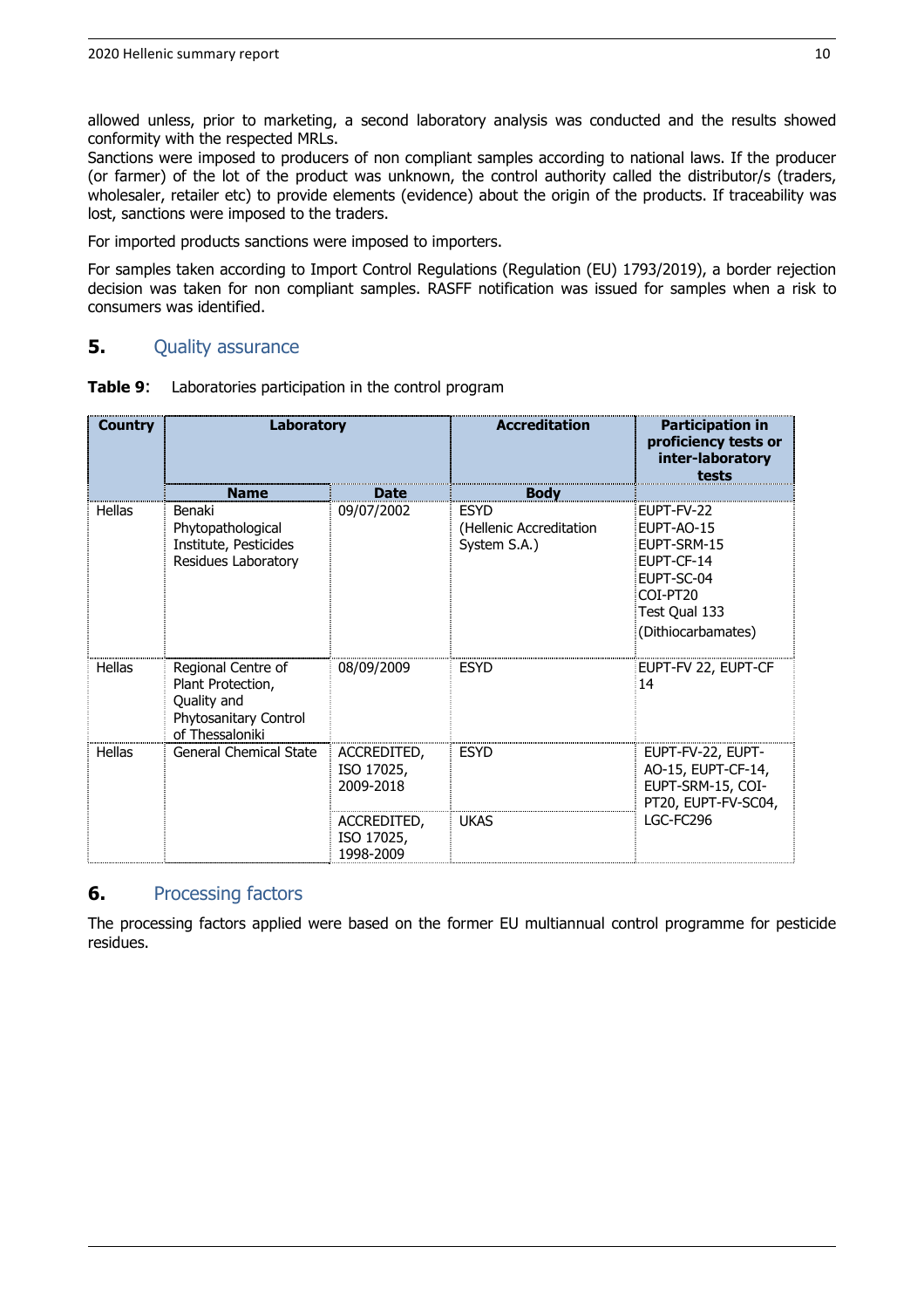allowed unless, prior to marketing, a second laboratory analysis was conducted and the results showed conformity with the respected MRLs.

Sanctions were imposed to producers of non compliant samples according to national laws. If the producer (or farmer) of the lot of the product was unknown, the control authority called the distributor/s (traders, wholesaler, retailer etc) to provide elements (evidence) about the origin of the products. If traceability was lost, sanctions were imposed to the traders.

For imported products sanctions were imposed to importers.

For samples taken according to Import Control Regulations (Regulation (EU) 1793/2019), a border rejection decision was taken for non compliant samples. RASFF notification was issued for samples when a risk to consumers was identified.

## 5. Quality assurance

**Table 9**: Laboratories participation in the control program

| Country | Laboratory | | Accreditation | Participation in proficiency tests or inter-laboratory tests |
|---|---|---|---|---|
| | Name | Date | Body | |
| Hellas | Benaki Phytopathological Institute, Pesticides Residues Laboratory | 09/07/2002 | ESYD (Hellenic Accreditation System S.A.) | EUPT-FV-22<br>EUPT-AO-15<br>EUPT-SRM-15<br>EUPT-CF-14<br>EUPT-SC-04<br>COI-PT20<br>Test Qual 133 (Dithiocarbamates) |
| Hellas | Regional Centre of Plant Protection, Quality and Phytosanitary Control of Thessaloniki | 08/09/2009 | ESYD | EUPT-FV 22, EUPT-CF 14 |
| Hellas | General Chemical State | ACCREDITED, ISO 17025, 2009-2018 | ESYD | EUPT-FV-22, EUPT-AO-15, EUPT-CF-14, EUPT-SRM-15, COI-PT20, EUPT-FV-SC04, LGC-FC296 |
| | | ACCREDITED, ISO 17025, 1998-2009 | UKAS | |

## 6. Processing factors

The processing factors applied were based on the former EU multiannual control programme for pesticide residues.